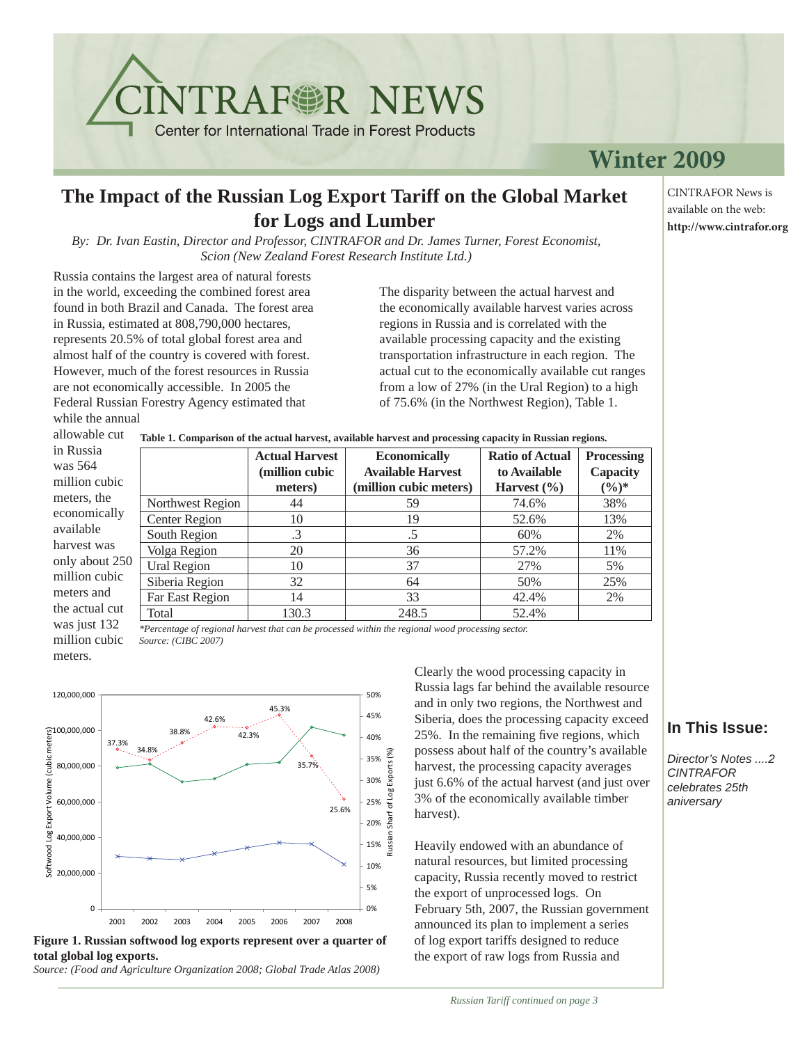# CINTRAFOR NEWS

Center for International Trade in Forest Products

## Winter 2009

CINTRAFOR News is available on the web: **http://www.cintrafor.org**

## The Impact of the Russian Log Export Tariff on the Global Market for Logs and Lumber

*By: Dr. Ivan Eastin, Director and Professor, CINTRAFOR and Dr. James Turner, Forest Economist, Scion (New Zealand Forest Research Institute Ltd.)*

Russia contains the largest area of natural forests in the world, exceeding the combined forest area found in both Brazil and Canada. The forest area in Russia, estimated at 808,790,000 hectares, represents 20.5% of total global forest area and almost half of the country is covered with forest. However, much of the forest resources in Russia are not economically accessible. In 2005 the Federal Russian Forestry Agency estimated that while the annual allowable cut in Russia was 564 million cubic meters, the economically available harvest was only about 250 million cubic meters and the actual cut was just 132 million cubic meters.

The disparity between the actual harvest and the economically available harvest varies across regions in Russia and is correlated with the available processing capacity and the existing transportation infrastructure in each region. The actual cut to the economically available cut ranges from a low of 27% (in the Ural Region) to a high of 75.6% (in the Northwest Region), Table 1.

**Table 1. Comparison of the actual harvest, available harvest and processing capacity in Russian regions.**

| | Actual Harvest (million cubic meters) | Economically Available Harvest (million cubic meters) | Ratio of Actual to Available Harvest (%) | Processing Capacity (%)* |
|---|---|---|---|---|
| Northwest Region | 44 | 59 | 74.6% | 38% |
| Center Region | 10 | 19 | 52.6% | 13% |
| South Region | .3 | .5 | 60% | 2% |
| Volga Region | 20 | 36 | 57.2% | 11% |
| Ural Region | 10 | 37 | 27% | 5% |
| Siberia Region | 32 | 64 | 50% | 25% |
| Far East Region | 14 | 33 | 42.4% | 2% |
| Total | 130.3 | 248.5 | 52.4% | |

*Percentage of regional harvest that can be processed within the regional wood processing sector.
*Source: (CIBC 2007)*

**Figure 1. Russian softwood log exports represent over a quarter of total global log exports.**
*Source: (Food and Agriculture Organization 2008; Global Trade Atlas 2008)*

Clearly the wood processing capacity in Russia lags far behind the available resource and in only two regions, the Northwest and Siberia, does the processing capacity exceed 25%. In the remaining five regions, which possess about half of the country's available harvest, the processing capacity averages just 6.6% of the actual harvest (and just over 3% of the economically available timber harvest).

Heavily endowed with an abundance of natural resources, but limited processing capacity, Russia recently moved to restrict the export of unprocessed logs. On February 5th, 2007, the Russian government announced its plan to implement a series of log export tariffs designed to reduce the export of raw logs from Russia and

*Russian Tariff continued on page 3*

### In This Issue:

*Director's Notes ....2*
*CINTRAFOR celebrates 25th aniversary*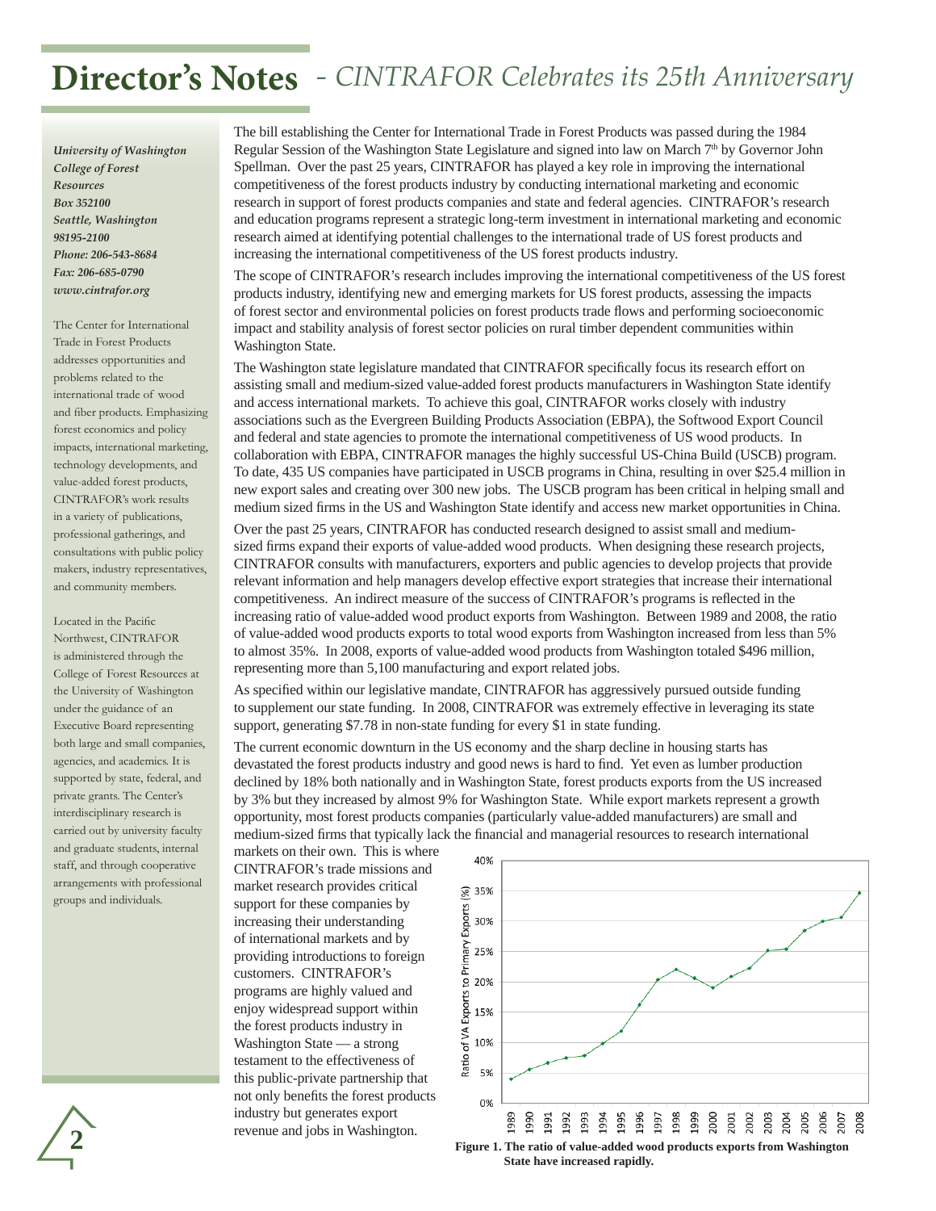# Director's Notes - *CINTRAFOR Celebrates its 25th Anniversary*

***University of Washington***
***College of Forest Resources***
***Box 352100***
***Seattle, Washington 98195-2100***
***Phone: 206-543-8684***
***Fax: 206-685-0790***
***www.cintrafor.org***

The Center for International Trade in Forest Products addresses opportunities and problems related to the international trade of wood and fiber products. Emphasizing forest economics and policy impacts, international marketing, technology developments, and value-added forest products, CINTRAFOR's work results in a variety of publications, professional gatherings, and consultations with public policy makers, industry representatives, and community members.

Located in the Pacific Northwest, CINTRAFOR is administered through the College of Forest Resources at the University of Washington under the guidance of an Executive Board representing both large and small companies, agencies, and academics. It is supported by state, federal, and private grants. The Center's interdisciplinary research is carried out by university faculty and graduate students, internal staff, and through cooperative arrangements with professional groups and individuals.

The bill establishing the Center for International Trade in Forest Products was passed during the 1984 Regular Session of the Washington State Legislature and signed into law on March 7th by Governor John Spellman. Over the past 25 years, CINTRAFOR has played a key role in improving the international competitiveness of the forest products industry by conducting international marketing and economic research in support of forest products companies and state and federal agencies. CINTRAFOR's research and education programs represent a strategic long-term investment in international marketing and economic research aimed at identifying potential challenges to the international trade of US forest products and increasing the international competitiveness of the US forest products industry.

The scope of CINTRAFOR's research includes improving the international competitiveness of the US forest products industry, identifying new and emerging markets for US forest products, assessing the impacts of forest sector and environmental policies on forest products trade flows and performing socioeconomic impact and stability analysis of forest sector policies on rural timber dependent communities within Washington State.

The Washington state legislature mandated that CINTRAFOR specifically focus its research effort on assisting small and medium-sized value-added forest products manufacturers in Washington State identify and access international markets. To achieve this goal, CINTRAFOR works closely with industry associations such as the Evergreen Building Products Association (EBPA), the Softwood Export Council and federal and state agencies to promote the international competitiveness of US wood products. In collaboration with EBPA, CINTRAFOR manages the highly successful US-China Build (USCB) program. To date, 435 US companies have participated in USCB programs in China, resulting in over $25.4 million in new export sales and creating over 300 new jobs. The USCB program has been critical in helping small and medium sized firms in the US and Washington State identify and access new market opportunities in China.

Over the past 25 years, CINTRAFOR has conducted research designed to assist small and medium-sized firms expand their exports of value-added wood products. When designing these research projects, CINTRAFOR consults with manufacturers, exporters and public agencies to develop projects that provide relevant information and help managers develop effective export strategies that increase their international competitiveness. An indirect measure of the success of CINTRAFOR's programs is reflected in the increasing ratio of value-added wood product exports from Washington. Between 1989 and 2008, the ratio of value-added wood products exports to total wood exports from Washington increased from less than 5% to almost 35%. In 2008, exports of value-added wood products from Washington totaled $496 million, representing more than 5,100 manufacturing and export related jobs.

As specified within our legislative mandate, CINTRAFOR has aggressively pursued outside funding to supplement our state funding. In 2008, CINTRAFOR was extremely effective in leveraging its state support, generating $7.78 in non-state funding for every $1 in state funding.

The current economic downturn in the US economy and the sharp decline in housing starts has devastated the forest products industry and good news is hard to find. Yet even as lumber production declined by 18% both nationally and in Washington State, forest products exports from the US increased by 3% but they increased by almost 9% for Washington State. While export markets represent a growth opportunity, most forest products companies (particularly value-added manufacturers) are small and medium-sized firms that typically lack the financial and managerial resources to research international markets on their own. This is where CINTRAFOR's trade missions and market research provides critical support for these companies by increasing their understanding of international markets and by providing introductions to foreign customers. CINTRAFOR's programs are highly valued and enjoy widespread support within the forest products industry in Washington State — a strong testament to the effectiveness of this public-private partnership that not only benefits the forest products industry but generates export revenue and jobs in Washington.

**Figure 1. The ratio of value-added wood products exports from Washington State have increased rapidly.**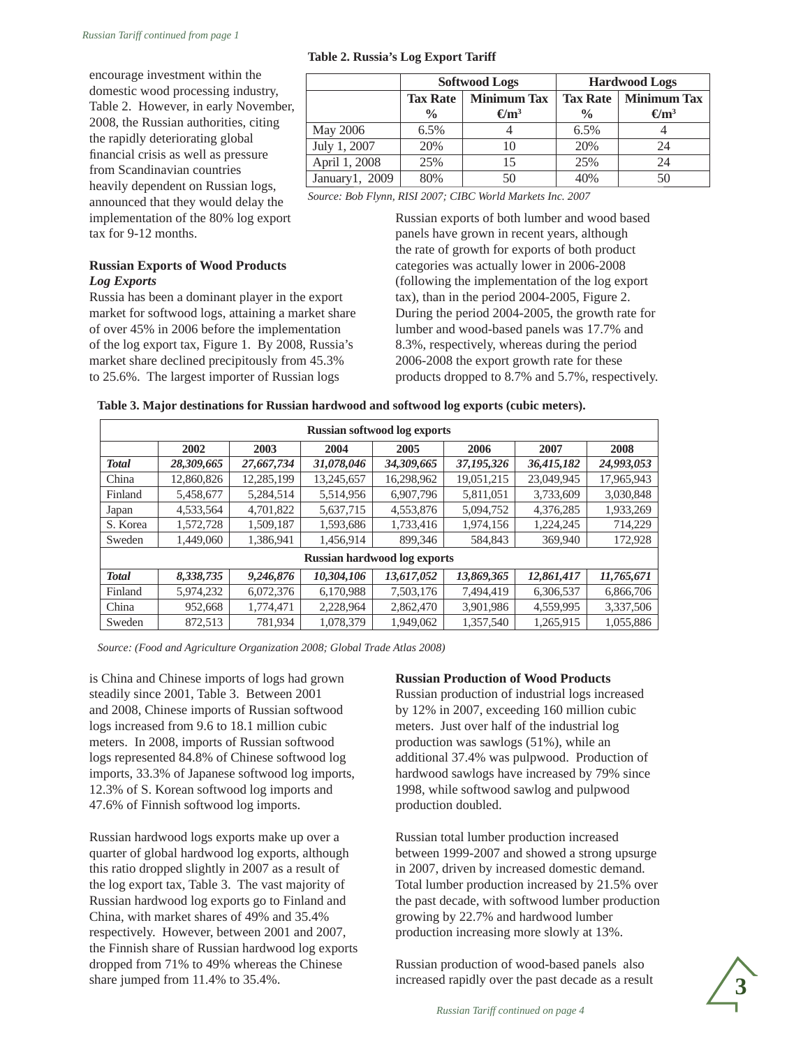*Russian Tariff continued from page 1*

encourage investment within the domestic wood processing industry, Table 2. However, in early November, 2008, the Russian authorities, citing the rapidly deteriorating global financial crisis as well as pressure from Scandinavian countries heavily dependent on Russian logs, announced that they would delay the implementation of the 80% log export tax for 9-12 months.

**Table 2. Russia's Log Export Tariff**

| | Softwood Logs | | Hardwood Logs | |
|---|---|---|---|---|
| | Tax Rate % | Minimum Tax €/m³ | Tax Rate % | Minimum Tax €/m³ |
| May 2006 | 6.5% | 4 | 6.5% | 4 |
| July 1, 2007 | 20% | 10 | 20% | 24 |
| April 1, 2008 | 25% | 15 | 25% | 24 |
| January1, 2009 | 80% | 50 | 40% | 50 |

*Source: Bob Flynn, RISI 2007; CIBC World Markets Inc. 2007*

## Russian Exports of Wood Products

### *Log Exports*

Russia has been a dominant player in the export market for softwood logs, attaining a market share of over 45% in 2006 before the implementation of the log export tax, Figure 1. By 2008, Russia's market share declined precipitously from 45.3% to 25.6%. The largest importer of Russian logs is China and Chinese imports of logs had grown steadily since 2001, Table 3. Between 2001 and 2008, Chinese imports of Russian softwood logs increased from 9.6 to 18.1 million cubic meters. In 2008, imports of Russian softwood logs represented 84.8% of Chinese softwood log imports, 33.3% of Japanese softwood log imports, 12.3% of S. Korean softwood log imports and 47.6% of Finnish softwood log imports.

Russian hardwood logs exports make up over a quarter of global hardwood log exports, although this ratio dropped slightly in 2007 as a result of the log export tax, Table 3. The vast majority of Russian hardwood log exports go to Finland and China, with market shares of 49% and 35.4% respectively. However, between 2001 and 2007, the Finnish share of Russian hardwood log exports dropped from 71% to 49% whereas the Chinese share jumped from 11.4% to 35.4%.

Russian exports of both lumber and wood based panels have grown in recent years, although the rate of growth for exports of both product categories was actually lower in 2006-2008 (following the implementation of the log export tax), than in the period 2004-2005, Figure 2. During the period 2004-2005, the growth rate for lumber and wood-based panels was 17.7% and 8.3%, respectively, whereas during the period 2006-2008 the export growth rate for these products dropped to 8.7% and 5.7%, respectively.

**Table 3. Major destinations for Russian hardwood and softwood log exports (cubic meters).**

| Russian softwood log exports | | | | | | | |
|---|---|---|---|---|---|---|---|
| | 2002 | 2003 | 2004 | 2005 | 2006 | 2007 | 2008 |
| ***Total*** | ***28,309,665*** | ***27,667,734*** | ***31,078,046*** | ***34,309,665*** | ***37,195,326*** | ***36,415,182*** | ***24,993,053*** |
| China | 12,860,826 | 12,285,199 | 13,245,657 | 16,298,962 | 19,051,215 | 23,049,945 | 17,965,943 |
| Finland | 5,458,677 | 5,284,514 | 5,514,956 | 6,907,796 | 5,811,051 | 3,733,609 | 3,030,848 |
| Japan | 4,533,564 | 4,701,822 | 5,637,715 | 4,553,876 | 5,094,752 | 4,376,285 | 1,933,269 |
| S. Korea | 1,572,728 | 1,509,187 | 1,593,686 | 1,733,416 | 1,974,156 | 1,224,245 | 714,229 |
| Sweden | 1,449,060 | 1,386,941 | 1,456,914 | 899,346 | 584,843 | 369,940 | 172,928 |
| **Russian hardwood log exports** | | | | | | | |
| ***Total*** | ***8,338,735*** | ***9,246,876*** | ***10,304,106*** | ***13,617,052*** | ***13,869,365*** | ***12,861,417*** | ***11,765,671*** |
| Finland | 5,974,232 | 6,072,376 | 6,170,988 | 7,503,176 | 7,494,419 | 6,306,537 | 6,866,706 |
| China | 952,668 | 1,774,471 | 2,228,964 | 2,862,470 | 3,901,986 | 4,559,995 | 3,337,506 |
| Sweden | 872,513 | 781,934 | 1,078,379 | 1,949,062 | 1,357,540 | 1,265,915 | 1,055,886 |

*Source: (Food and Agriculture Organization 2008; Global Trade Atlas 2008)*

## Russian Production of Wood Products

Russian production of industrial logs increased by 12% in 2007, exceeding 160 million cubic meters. Just over half of the industrial log production was sawlogs (51%), while an additional 37.4% was pulpwood. Production of hardwood sawlogs have increased by 79% since 1998, while softwood sawlog and pulpwood production doubled.

Russian total lumber production increased between 1999-2007 and showed a strong upsurge in 2007, driven by increased domestic demand. Total lumber production increased by 21.5% over the past decade, with softwood lumber production growing by 22.7% and hardwood lumber production increasing more slowly at 13%.

Russian production of wood-based panels also increased rapidly over the past decade as a result

*Russian Tariff continued on page 4*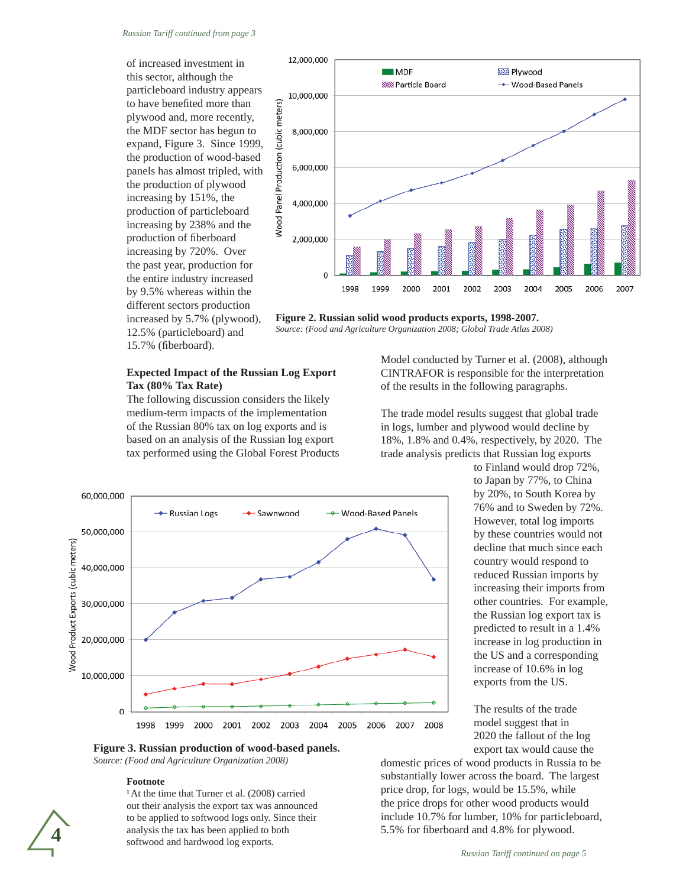*Russian Tariff continued from page 3*

of increased investment in this sector, although the particleboard industry appears to have benefited more than plywood and, more recently, the MDF sector has begun to expand, Figure 3. Since 1999, the production of wood-based panels has almost tripled, with the production of plywood increasing by 151%, the production of particleboard increasing by 238% and the production of fiberboard increasing by 720%. Over the past year, production for the entire industry increased by 9.5% whereas within the different sectors production increased by 5.7% (plywood), 12.5% (particleboard) and 15.7% (fiberboard).

**Figure 2. Russian solid wood products exports, 1998-2007.**
*Source: (Food and Agriculture Organization 2008; Global Trade Atlas 2008)*

**Expected Impact of the Russian Log Export Tax (80% Tax Rate)**

The following discussion considers the likely medium-term impacts of the implementation of the Russian 80% tax on log exports and is based on an analysis of the Russian log export tax performed using the Global Forest Products Model conducted by Turner et al. (2008), although CINTRAFOR is responsible for the interpretation of the results in the following paragraphs.

The trade model results suggest that global trade in logs, lumber and plywood would decline by 18%, 1.8% and 0.4%, respectively, by 2020. The trade analysis predicts that Russian log exports to Finland would drop 72%, to Japan by 77%, to China by 20%, to South Korea by 76% and to Sweden by 72%. However, total log imports by these countries would not decline that much since each country would respond to reduced Russian imports by increasing their imports from other countries. For example, the Russian log export tax is predicted to result in a 1.4% increase in log production in the US and a corresponding increase of 10.6% in log exports from the US.

The results of the trade model suggest that in 2020 the fallout of the log export tax would cause the domestic prices of wood products in Russia to be substantially lower across the board. The largest price drop, for logs, would be 15.5%, while the price drops for other wood products would include 10.7% for lumber, 10% for particleboard, 5.5% for fiberboard and 4.8% for plywood.

**Figure 3. Russian production of wood-based panels.**
*Source: (Food and Agriculture Organization 2008)*

**Footnote**

[1] At the time that Turner et al. (2008) carried out their analysis the export tax was announced to be applied to softwood logs only. Since their analysis the tax has been applied to both softwood and hardwood log exports.

*Russian Tariff continued on page 5*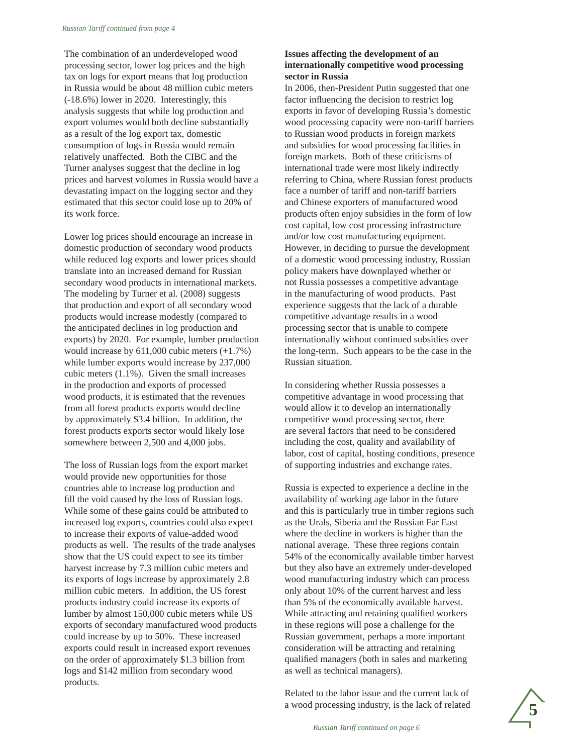*Russian Tariff continued from page 4*

The combination of an underdeveloped wood processing sector, lower log prices and the high tax on logs for export means that log production in Russia would be about 48 million cubic meters (-18.6%) lower in 2020. Interestingly, this analysis suggests that while log production and export volumes would both decline substantially as a result of the log export tax, domestic consumption of logs in Russia would remain relatively unaffected. Both the CIBC and the Turner analyses suggest that the decline in log prices and harvest volumes in Russia would have a devastating impact on the logging sector and they estimated that this sector could lose up to 20% of its work force.

Lower log prices should encourage an increase in domestic production of secondary wood products while reduced log exports and lower prices should translate into an increased demand for Russian secondary wood products in international markets. The modeling by Turner et al. (2008) suggests that production and export of all secondary wood products would increase modestly (compared to the anticipated declines in log production and exports) by 2020. For example, lumber production would increase by 611,000 cubic meters (+1.7%) while lumber exports would increase by 237,000 cubic meters (1.1%). Given the small increases in the production and exports of processed wood products, it is estimated that the revenues from all forest products exports would decline by approximately $3.4 billion. In addition, the forest products exports sector would likely lose somewhere between 2,500 and 4,000 jobs.

The loss of Russian logs from the export market would provide new opportunities for those countries able to increase log production and fill the void caused by the loss of Russian logs. While some of these gains could be attributed to increased log exports, countries could also expect to increase their exports of value-added wood products as well. The results of the trade analyses show that the US could expect to see its timber harvest increase by 7.3 million cubic meters and its exports of logs increase by approximately 2.8 million cubic meters. In addition, the US forest products industry could increase its exports of lumber by almost 150,000 cubic meters while US exports of secondary manufactured wood products could increase by up to 50%. These increased exports could result in increased export revenues on the order of approximately $1.3 billion from logs and $142 million from secondary wood products.

**Issues affecting the development of an internationally competitive wood processing sector in Russia**

In 2006, then-President Putin suggested that one factor influencing the decision to restrict log exports in favor of developing Russia's domestic wood processing capacity were non-tariff barriers to Russian wood products in foreign markets and subsidies for wood processing facilities in foreign markets. Both of these criticisms of international trade were most likely indirectly referring to China, where Russian forest products face a number of tariff and non-tariff barriers and Chinese exporters of manufactured wood products often enjoy subsidies in the form of low cost capital, low cost processing infrastructure and/or low cost manufacturing equipment. However, in deciding to pursue the development of a domestic wood processing industry, Russian policy makers have downplayed whether or not Russia possesses a competitive advantage in the manufacturing of wood products. Past experience suggests that the lack of a durable competitive advantage results in a wood processing sector that is unable to compete internationally without continued subsidies over the long-term. Such appears to be the case in the Russian situation.

In considering whether Russia possesses a competitive advantage in wood processing that would allow it to develop an internationally competitive wood processing sector, there are several factors that need to be considered including the cost, quality and availability of labor, cost of capital, hosting conditions, presence of supporting industries and exchange rates.

Russia is expected to experience a decline in the availability of working age labor in the future and this is particularly true in timber regions such as the Urals, Siberia and the Russian Far East where the decline in workers is higher than the national average. These three regions contain 54% of the economically available timber harvest but they also have an extremely under-developed wood manufacturing industry which can process only about 10% of the current harvest and less than 5% of the economically available harvest. While attracting and retaining qualified workers in these regions will pose a challenge for the Russian government, perhaps a more important consideration will be attracting and retaining qualified managers (both in sales and marketing as well as technical managers).

Related to the labor issue and the current lack of a wood processing industry, is the lack of related

*Russian Tariff continued on page 6*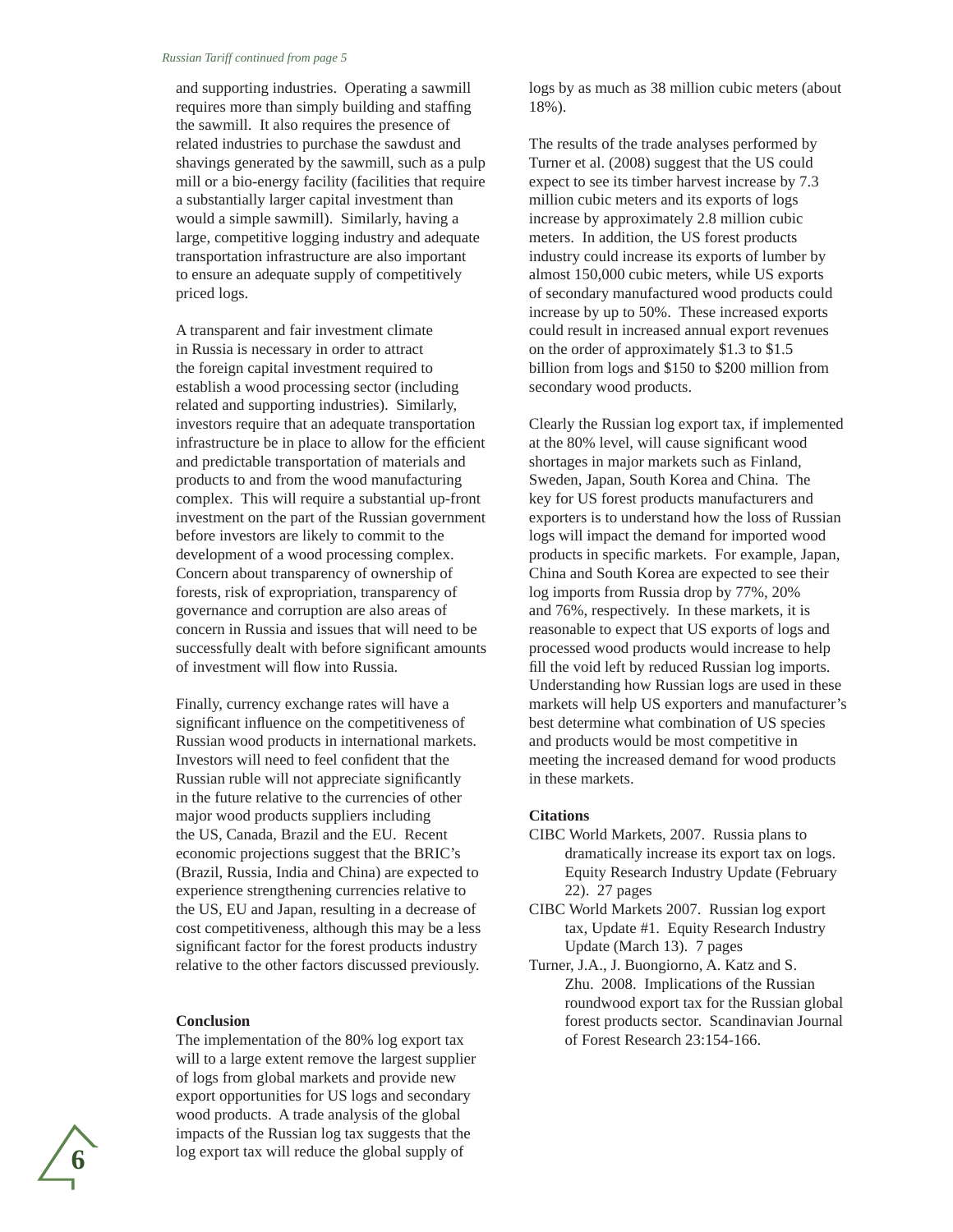*Russian Tariff continued from page 5*

and supporting industries. Operating a sawmill requires more than simply building and staffing the sawmill. It also requires the presence of related industries to purchase the sawdust and shavings generated by the sawmill, such as a pulp mill or a bio-energy facility (facilities that require a substantially larger capital investment than would a simple sawmill). Similarly, having a large, competitive logging industry and adequate transportation infrastructure are also important to ensure an adequate supply of competitively priced logs.

A transparent and fair investment climate in Russia is necessary in order to attract the foreign capital investment required to establish a wood processing sector (including related and supporting industries). Similarly, investors require that an adequate transportation infrastructure be in place to allow for the efficient and predictable transportation of materials and products to and from the wood manufacturing complex. This will require a substantial up-front investment on the part of the Russian government before investors are likely to commit to the development of a wood processing complex. Concern about transparency of ownership of forests, risk of expropriation, transparency of governance and corruption are also areas of concern in Russia and issues that will need to be successfully dealt with before significant amounts of investment will flow into Russia.

Finally, currency exchange rates will have a significant influence on the competitiveness of Russian wood products in international markets. Investors will need to feel confident that the Russian ruble will not appreciate significantly in the future relative to the currencies of other major wood products suppliers including the US, Canada, Brazil and the EU. Recent economic projections suggest that the BRIC's (Brazil, Russia, India and China) are expected to experience strengthening currencies relative to the US, EU and Japan, resulting in a decrease of cost competitiveness, although this may be a less significant factor for the forest products industry relative to the other factors discussed previously.

**Conclusion**

The implementation of the 80% log export tax will to a large extent remove the largest supplier of logs from global markets and provide new export opportunities for US logs and secondary wood products. A trade analysis of the global impacts of the Russian log tax suggests that the log export tax will reduce the global supply of logs by as much as 38 million cubic meters (about 18%).

The results of the trade analyses performed by Turner et al. (2008) suggest that the US could expect to see its timber harvest increase by 7.3 million cubic meters and its exports of logs increase by approximately 2.8 million cubic meters. In addition, the US forest products industry could increase its exports of lumber by almost 150,000 cubic meters, while US exports of secondary manufactured wood products could increase by up to 50%. These increased exports could result in increased annual export revenues on the order of approximately $1.3 to $1.5 billion from logs and $150 to $200 million from secondary wood products.

Clearly the Russian log export tax, if implemented at the 80% level, will cause significant wood shortages in major markets such as Finland, Sweden, Japan, South Korea and China. The key for US forest products manufacturers and exporters is to understand how the loss of Russian logs will impact the demand for imported wood products in specific markets. For example, Japan, China and South Korea are expected to see their log imports from Russia drop by 77%, 20% and 76%, respectively. In these markets, it is reasonable to expect that US exports of logs and processed wood products would increase to help fill the void left by reduced Russian log imports. Understanding how Russian logs are used in these markets will help US exporters and manufacturer's best determine what combination of US species and products would be most competitive in meeting the increased demand for wood products in these markets.

**Citations**

CIBC World Markets, 2007. Russia plans to dramatically increase its export tax on logs. Equity Research Industry Update (February 22). 27 pages

CIBC World Markets 2007. Russian log export tax, Update #1. Equity Research Industry Update (March 13). 7 pages

Turner, J.A., J. Buongiorno, A. Katz and S. Zhu. 2008. Implications of the Russian roundwood export tax for the Russian global forest products sector. Scandinavian Journal of Forest Research 23:154-166.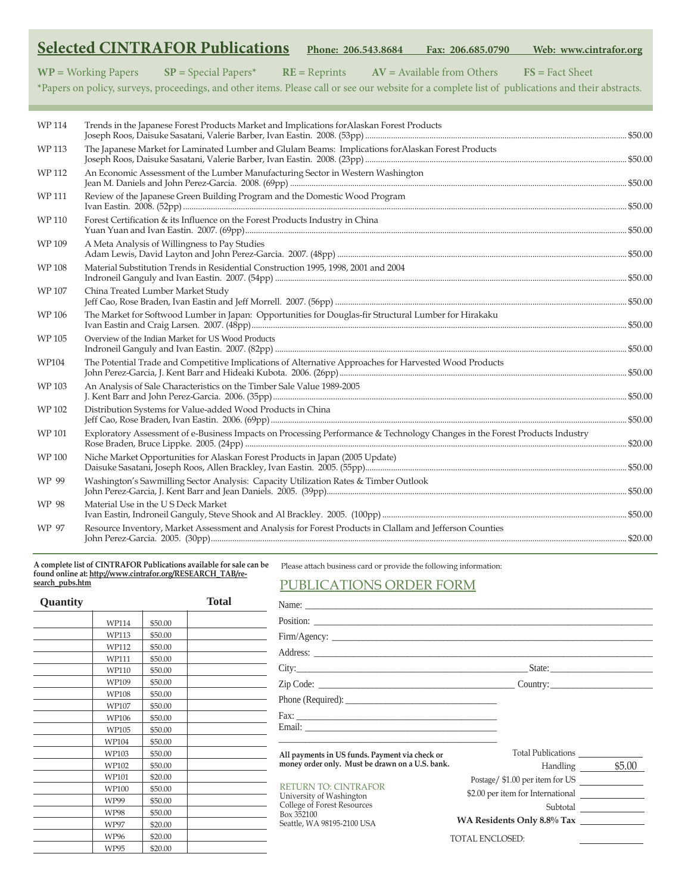## Selected CINTRAFOR Publications

**Phone: 206.543.8684** **Fax: 206.685.0790** **Web: www.cintrafor.org**

**WP** = Working Papers **SP** = Special Papers* **RE** = Reprints **AV** = Available from Others **FS** = Fact Sheet

*Papers on policy, surveys, proceedings, and other items. Please call or see our website for a complete list of publications and their abstracts.

| | | |
|---|---|---|
| WP 114 | Trends in the Japanese Forest Products Market and Implications forAlaskan Forest Products<br>Joseph Roos, Daisuke Sasatani, Valerie Barber, Ivan Eastin. 2008. (53pp) | $50.00 |
| WP 113 | The Japanese Market for Laminated Lumber and Glulam Beams: Implications forAlaskan Forest Products<br>Joseph Roos, Daisuke Sasatani, Valerie Barber, Ivan Eastin. 2008. (23pp) | $50.00 |
| WP 112 | An Economic Assessment of the Lumber Manufacturing Sector in Western Washington<br>Jean M. Daniels and John Perez-Garcia. 2008. (69pp) | $50.00 |
| WP 111 | Review of the Japanese Green Building Program and the Domestic Wood Program<br>Ivan Eastin. 2008. (52pp) | $50.00 |
| WP 110 | Forest Certification & its Influence on the Forest Products Industry in China<br>Yuan Yuan and Ivan Eastin. 2007. (69pp) | $50.00 |
| WP 109 | A Meta Analysis of Willingness to Pay Studies<br>Adam Lewis, David Layton and John Perez-Garcia. 2007. (48pp) | $50.00 |
| WP 108 | Material Substitution Trends in Residential Construction 1995, 1998, 2001 and 2004<br>Indroneil Ganguly and Ivan Eastin. 2007. (54pp) | $50.00 |
| WP 107 | China Treated Lumber Market Study<br>Jeff Cao, Rose Braden, Ivan Eastin and Jeff Morrell. 2007. (56pp) | $50.00 |
| WP 106 | The Market for Softwood Lumber in Japan: Opportunities for Douglas-fir Structural Lumber for Hirakaku<br>Ivan Eastin and Craig Larsen. 2007. (48pp) | $50.00 |
| WP 105 | Overview of the Indian Market for US Wood Products<br>Indroneil Ganguly and Ivan Eastin. 2007. (82pp) | $50.00 |
| WP104 | The Potential Trade and Competitive Implications of Alternative Approaches for Harvested Wood Products<br>John Perez-Garcia, J. Kent Barr and Hideaki Kubota. 2006. (26pp) | $50.00 |
| WP 103 | An Analysis of Sale Characteristics on the Timber Sale Value 1989-2005<br>J. Kent Barr and John Perez-Garcia. 2006. (35pp) | $50.00 |
| WP 102 | Distribution Systems for Value-added Wood Products in China<br>Jeff Cao, Rose Braden, Ivan Eastin. 2006. (69pp) | $50.00 |
| WP 101 | Exploratory Assessment of e-Business Impacts on Processing Performance & Technology Changes in the Forest Products Industry<br>Rose Braden, Bruce Lippke. 2005. (24pp) | $20.00 |
| WP 100 | Niche Market Opportunities for Alaskan Forest Products in Japan (2005 Update)<br>Daisuke Sasatani, Joseph Roos, Allen Brackley, Ivan Eastin. 2005. (55pp) | $50.00 |
| WP 99 | Washington's Sawmilling Sector Analysis: Capacity Utilization Rates & Timber Outlook<br>John Perez-Garcia, J. Kent Barr and Jean Daniels. 2005. (39pp) | $50.00 |
| WP 98 | Material Use in the U S Deck Market<br>Ivan Eastin, Indroneil Ganguly, Steve Shook and Al Brackley. 2005. (100pp) | $50.00 |
| WP 97 | Resource Inventory, Market Assessment and Analysis for Forest Products in Clallam and Jefferson Counties<br>John Perez-Garcia. 2005. (30pp) | $20.00 |

**A complete list of CINTRAFOR Publications available for sale can be found online at: http://www.cintrafor.org/RESEARCH_TAB/research_pubs.htm**

| Quantity | | | Total |
|---|---|---|---|
| | WP114 | $50.00 | |
| | WP113 | $50.00 | |
| | WP112 | $50.00 | |
| | WP111 | $50.00 | |
| | WP110 | $50.00 | |
| | WP109 | $50.00 | |
| | WP108 | $50.00 | |
| | WP107 | $50.00 | |
| | WP106 | $50.00 | |
| | WP105 | $50.00 | |
| | WP104 | $50.00 | |
| | WP103 | $50.00 | |
| | WP102 | $50.00 | |
| | WP101 | $20.00 | |
| | WP100 | $50.00 | |
| | WP99 | $50.00 | |
| | WP98 | $50.00 | |
| | WP97 | $20.00 | |
| | WP96 | $20.00 | |
| | WP95 | $20.00 | |

Please attach business card or provide the following information:

## PUBLICATIONS ORDER FORM

Name: ____________________

Position: ____________________

Firm/Agency: ____________________

Address: ____________________

City: ____________________ State: ____________________

Zip Code: ____________________ Country: ____________________

Phone (Required): ____________________

Fax: ____________________

Email: ____________________

**All payments in US funds. Payment via check or money order only. Must be drawn on a U.S. bank.**

RETURN TO: CINTRAFOR
University of Washington
College of Forest Resources
Box 352100
Seattle, WA 98195-2100 USA

Total Publications ____________

Handling $5.00

Postage/ $1.00 per item for US ____________

$2.00 per item for International ____________

Subtotal ____________

**WA Residents Only 8.8% Tax** ____________

TOTAL ENCLOSED: ____________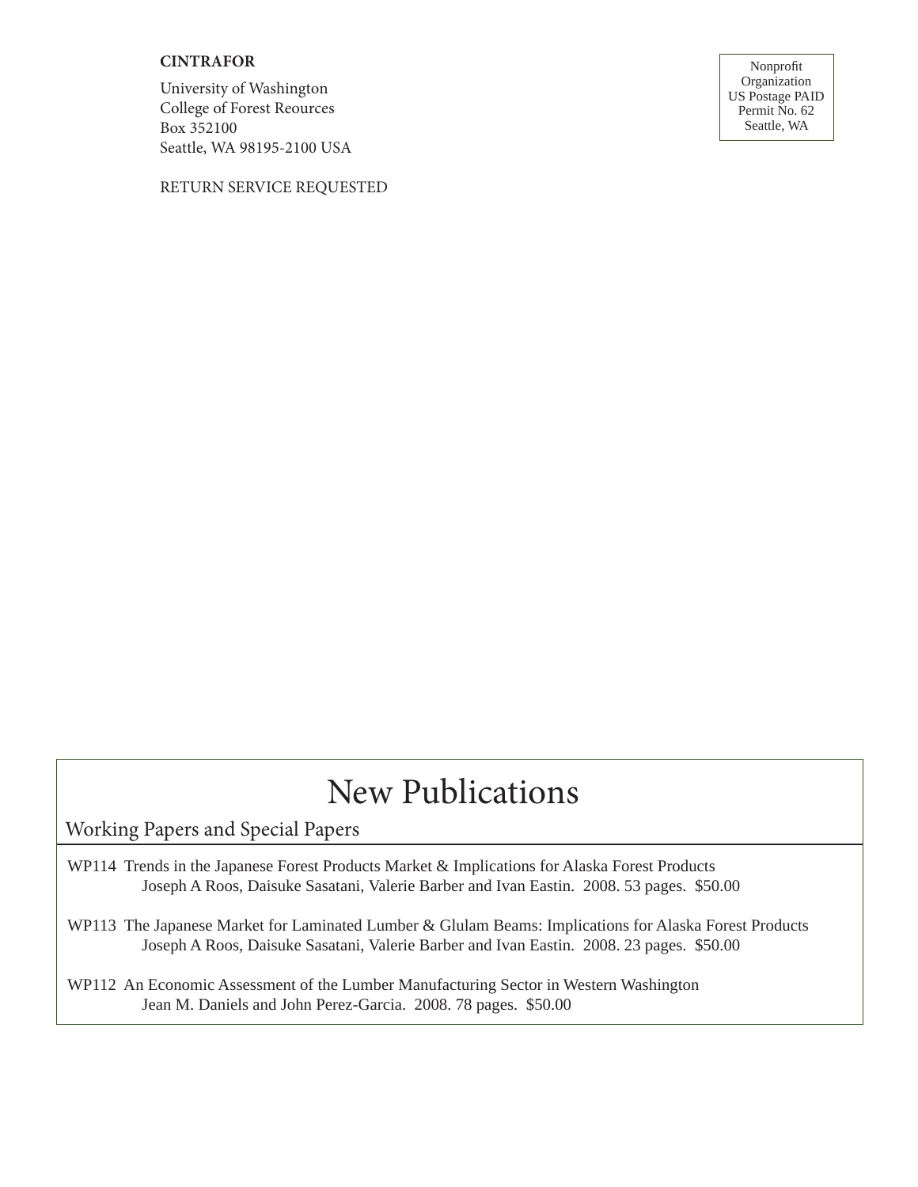**CINTRAFOR**

University of Washington
College of Forest Reources
Box 352100
Seattle, WA 98195-2100 USA

RETURN SERVICE REQUESTED

Nonprofit
Organization
US Postage PAID
Permit No. 62
Seattle, WA

# New Publications

## Working Papers and Special Papers

WP114 Trends in the Japanese Forest Products Market & Implications for Alaska Forest Products
Joseph A Roos, Daisuke Sasatani, Valerie Barber and Ivan Eastin. 2008. 53 pages. $50.00

WP113 The Japanese Market for Laminated Lumber & Glulam Beams: Implications for Alaska Forest Products
Joseph A Roos, Daisuke Sasatani, Valerie Barber and Ivan Eastin. 2008. 23 pages. $50.00

WP112 An Economic Assessment of the Lumber Manufacturing Sector in Western Washington
Jean M. Daniels and John Perez-Garcia. 2008. 78 pages. $50.00